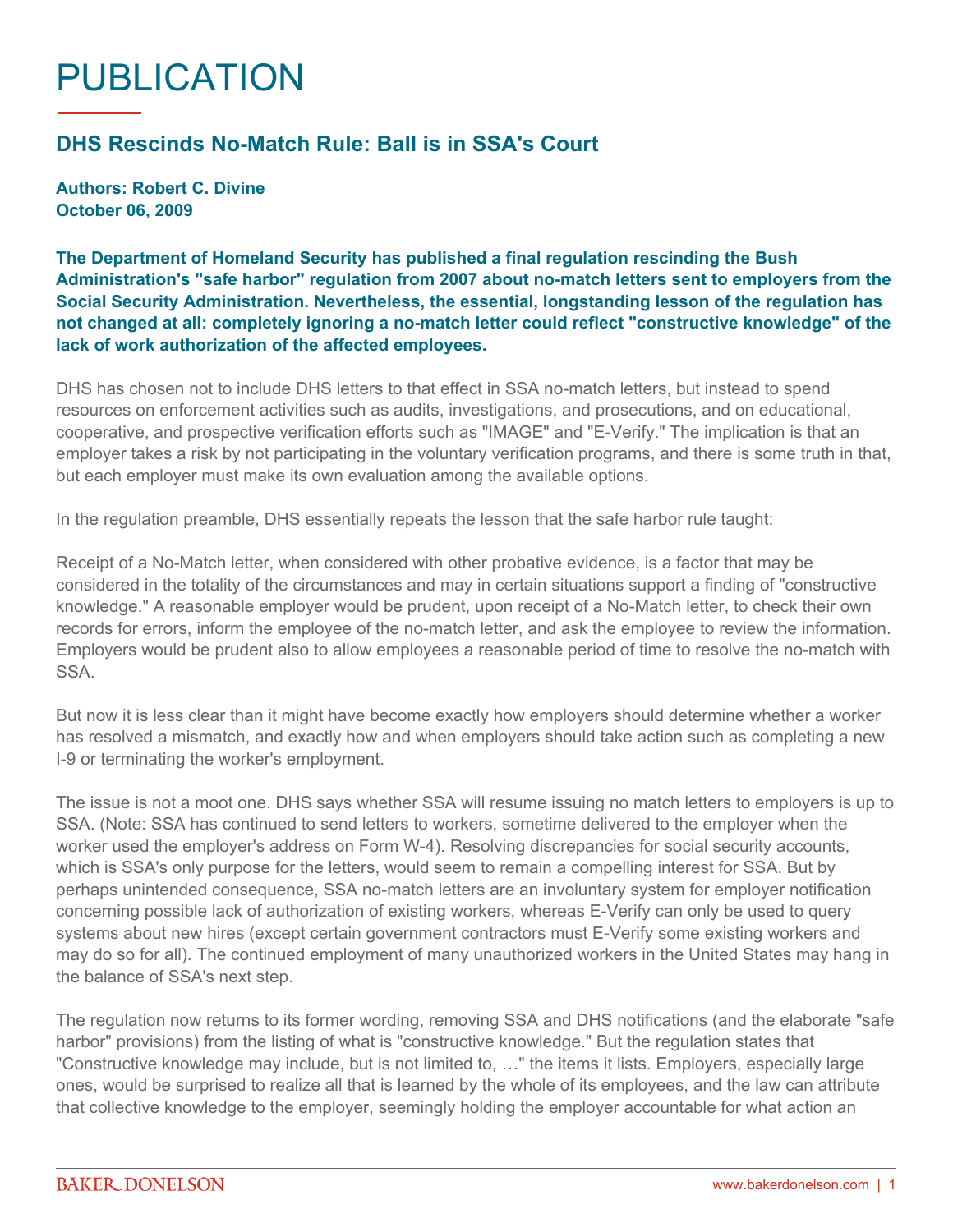# PUBLICATION

## DHS Rescinds No-Match Rule: Ball is in SSA's Court

**Authors: Robert C. Divine**
**October 06, 2009**

**The Department of Homeland Security has published a final regulation rescinding the Bush Administration's "safe harbor" regulation from 2007 about no-match letters sent to employers from the Social Security Administration. Nevertheless, the essential, longstanding lesson of the regulation has not changed at all: completely ignoring a no-match letter could reflect "constructive knowledge" of the lack of work authorization of the affected employees.**

DHS has chosen not to include DHS letters to that effect in SSA no-match letters, but instead to spend resources on enforcement activities such as audits, investigations, and prosecutions, and on educational, cooperative, and prospective verification efforts such as "IMAGE" and "E-Verify." The implication is that an employer takes a risk by not participating in the voluntary verification programs, and there is some truth in that, but each employer must make its own evaluation among the available options.

In the regulation preamble, DHS essentially repeats the lesson that the safe harbor rule taught:

Receipt of a No-Match letter, when considered with other probative evidence, is a factor that may be considered in the totality of the circumstances and may in certain situations support a finding of "constructive knowledge." A reasonable employer would be prudent, upon receipt of a No-Match letter, to check their own records for errors, inform the employee of the no-match letter, and ask the employee to review the information. Employers would be prudent also to allow employees a reasonable period of time to resolve the no-match with SSA.

But now it is less clear than it might have become exactly how employers should determine whether a worker has resolved a mismatch, and exactly how and when employers should take action such as completing a new I-9 or terminating the worker's employment.

The issue is not a moot one. DHS says whether SSA will resume issuing no match letters to employers is up to SSA. (Note: SSA has continued to send letters to workers, sometime delivered to the employer when the worker used the employer's address on Form W-4). Resolving discrepancies for social security accounts, which is SSA's only purpose for the letters, would seem to remain a compelling interest for SSA. But by perhaps unintended consequence, SSA no-match letters are an involuntary system for employer notification concerning possible lack of authorization of existing workers, whereas E-Verify can only be used to query systems about new hires (except certain government contractors must E-Verify some existing workers and may do so for all). The continued employment of many unauthorized workers in the United States may hang in the balance of SSA's next step.

The regulation now returns to its former wording, removing SSA and DHS notifications (and the elaborate "safe harbor" provisions) from the listing of what is "constructive knowledge." But the regulation states that "Constructive knowledge may include, but is not limited to, …" the items it lists. Employers, especially large ones, would be surprised to realize all that is learned by the whole of its employees, and the law can attribute that collective knowledge to the employer, seemingly holding the employer accountable for what action an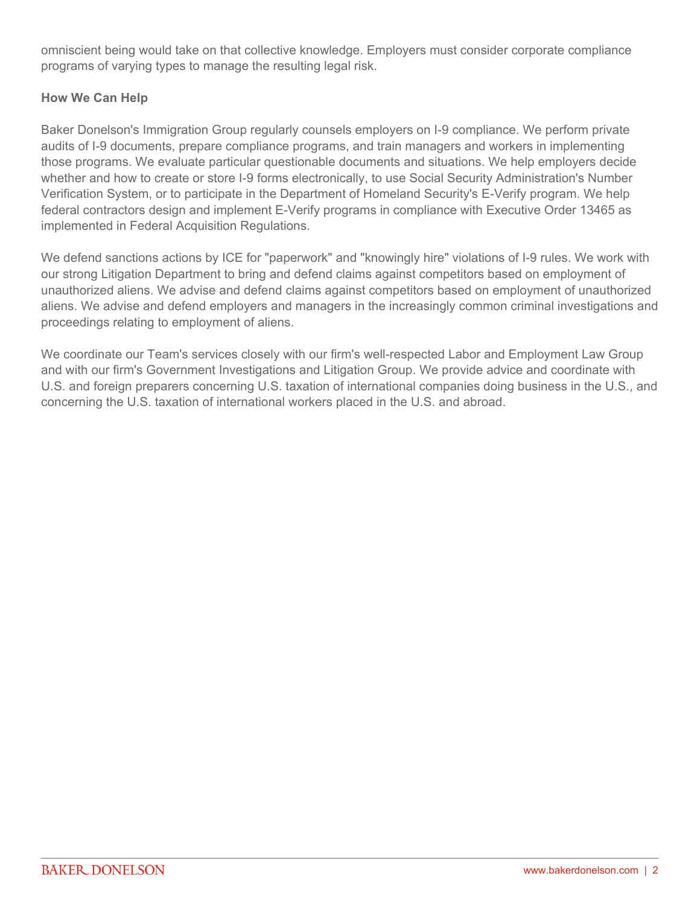omniscient being would take on that collective knowledge. Employers must consider corporate compliance programs of varying types to manage the resulting legal risk.

**How We Can Help**

Baker Donelson's Immigration Group regularly counsels employers on I-9 compliance. We perform private audits of I-9 documents, prepare compliance programs, and train managers and workers in implementing those programs. We evaluate particular questionable documents and situations. We help employers decide whether and how to create or store I-9 forms electronically, to use Social Security Administration's Number Verification System, or to participate in the Department of Homeland Security's E-Verify program. We help federal contractors design and implement E-Verify programs in compliance with Executive Order 13465 as implemented in Federal Acquisition Regulations.

We defend sanctions actions by ICE for "paperwork" and "knowingly hire" violations of I-9 rules. We work with our strong Litigation Department to bring and defend claims against competitors based on employment of unauthorized aliens. We advise and defend claims against competitors based on employment of unauthorized aliens. We advise and defend employers and managers in the increasingly common criminal investigations and proceedings relating to employment of aliens.

We coordinate our Team's services closely with our firm's well-respected Labor and Employment Law Group and with our firm's Government Investigations and Litigation Group. We provide advice and coordinate with U.S. and foreign preparers concerning U.S. taxation of international companies doing business in the U.S., and concerning the U.S. taxation of international workers placed in the U.S. and abroad.